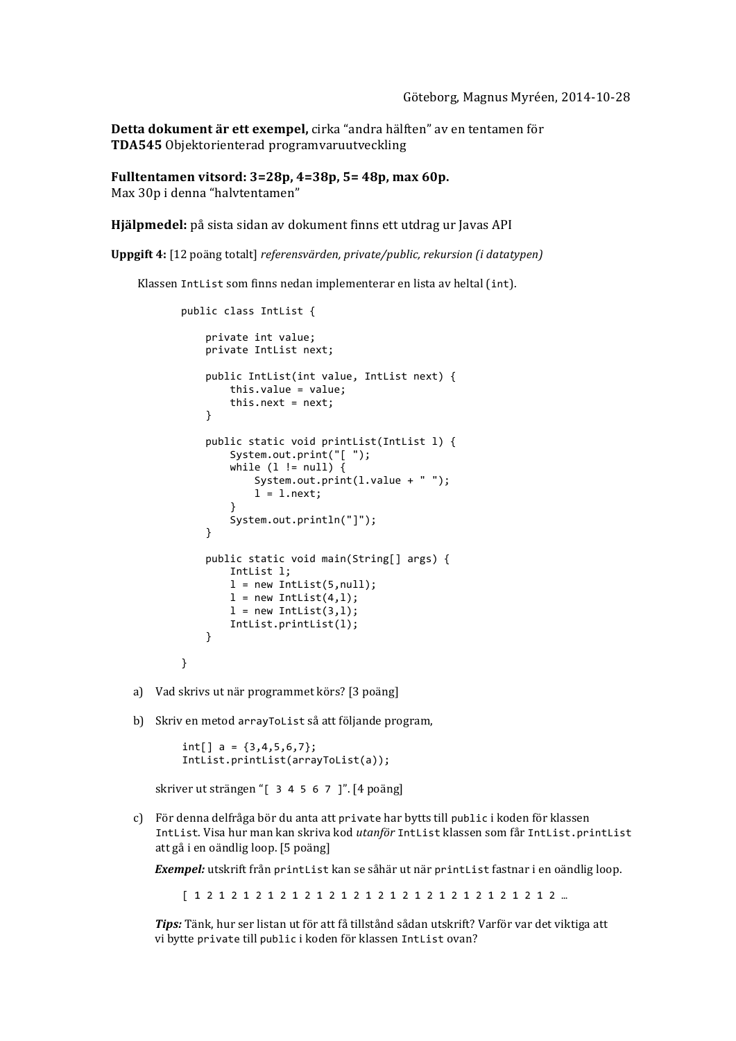Göteborg, Magnus Myréen, 2014-10-28

**Detta dokument är ett exempel,** cirka "andra hälften" av en tentamen för **TDA545** Objektorienterad programvaruutveckling

**Fulltentamen vitsord: 3=28p, 4=38p, 5= 48p, max 60p.**
Max 30p i denna "halvtentamen"

**Hjälpmedel:** på sista sidan av dokument finns ett utdrag ur Javas API

**Uppgift 4:** [12 poäng totalt] *referensvärden, private/public, rekursion (i datatypen)*

Klassen `IntList` som finns nedan implementerar en lista av heltal (`int`).

```
public class IntList {

    private int value;
    private IntList next;

    public IntList(int value, IntList next) {
        this.value = value;
        this.next = next;
    }

    public static void printList(IntList l) {
        System.out.print("[ ");
        while (l != null) {
            System.out.print(l.value + " ");
            l = l.next;
        }
        System.out.println("]");
    }

    public static void main(String[] args) {
        IntList l;
        l = new IntList(5,null);
        l = new IntList(4,l);
        l = new IntList(3,l);
        IntList.printList(l);
    }

}
```

a) Vad skrivs ut när programmet körs? [3 poäng]

b) Skriv en metod `arrayToList` så att följande program,

```
int[] a = {3,4,5,6,7};
IntList.printList(arrayToList(a));
```

skriver ut strängen "`[ 3 4 5 6 7 ]`". [4 poäng]

c) För denna delfråga bör du anta att `private` har bytts till `public` i koden för klassen `IntList`. Visa hur man kan skriva kod *utanför* `IntList` klassen som får `IntList.printList` att gå i en oändlig loop. [5 poäng]

***Exempel:*** utskrift från `printList` kan se såhär ut när `printList` fastnar i en oändlig loop.

```
[ 1 2 1 2 1 2 1 2 1 2 1 2 1 2 1 2 1 2 1 2 1 2 1 2 1 2 1 2 …
```

***Tips:*** Tänk, hur ser listan ut för att få tillstånd sådan utskrift? Varför var det viktiga att vi bytte `private` till `public` i koden för klassen `IntList` ovan?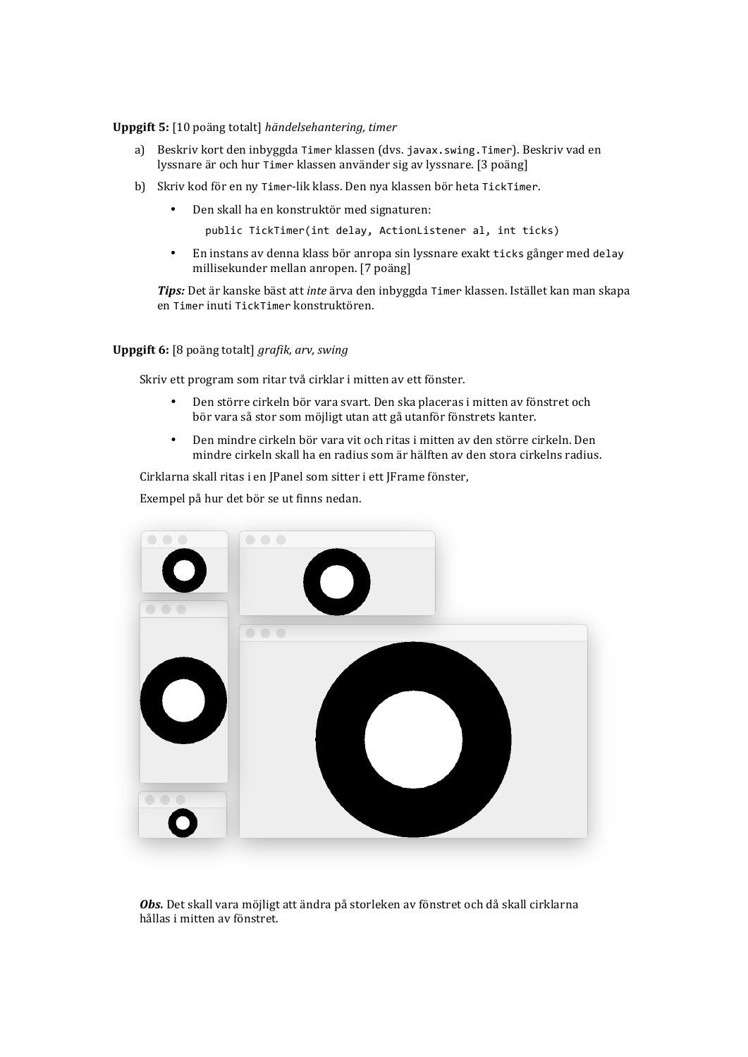**Uppgift 5:** [10 poäng totalt] *händelsehantering, timer*

a) Beskriv kort den inbyggda `Timer` klassen (dvs. `javax.swing.Timer`). Beskriv vad en lyssnare är och hur `Timer` klassen använder sig av lyssnare. [3 poäng]

b) Skriv kod för en ny `Timer`-lik klass. Den nya klassen bör heta `TickTimer`.

- Den skall ha en konstruktör med signaturen:

```
public TickTimer(int delay, ActionListener al, int ticks)
```

- En instans av denna klass bör anropa sin lyssnare exakt `ticks` gånger med `delay` millisekunder mellan anropen. [7 poäng]

***Tips:*** Det är kanske bäst att *inte* ärva den inbyggda `Timer` klassen. Istället kan man skapa en `Timer` inuti `TickTimer` konstruktören.

**Uppgift 6:** [8 poäng totalt] *grafik, arv, swing*

Skriv ett program som ritar två cirklar i mitten av ett fönster.

- Den större cirkeln bör vara svart. Den ska placeras i mitten av fönstret och bör vara så stor som möjligt utan att gå utanför fönstrets kanter.
- Den mindre cirkeln bör vara vit och ritas i mitten av den större cirkeln. Den mindre cirkeln skall ha en radius som är hälften av den stora cirkelns radius.

Cirklarna skall ritas i en JPanel som sitter i ett JFrame fönster,

Exempel på hur det bör se ut finns nedan.

***Obs.*** Det skall vara möjligt att ändra på storleken av fönstret och då skall cirklarna hållas i mitten av fönstret.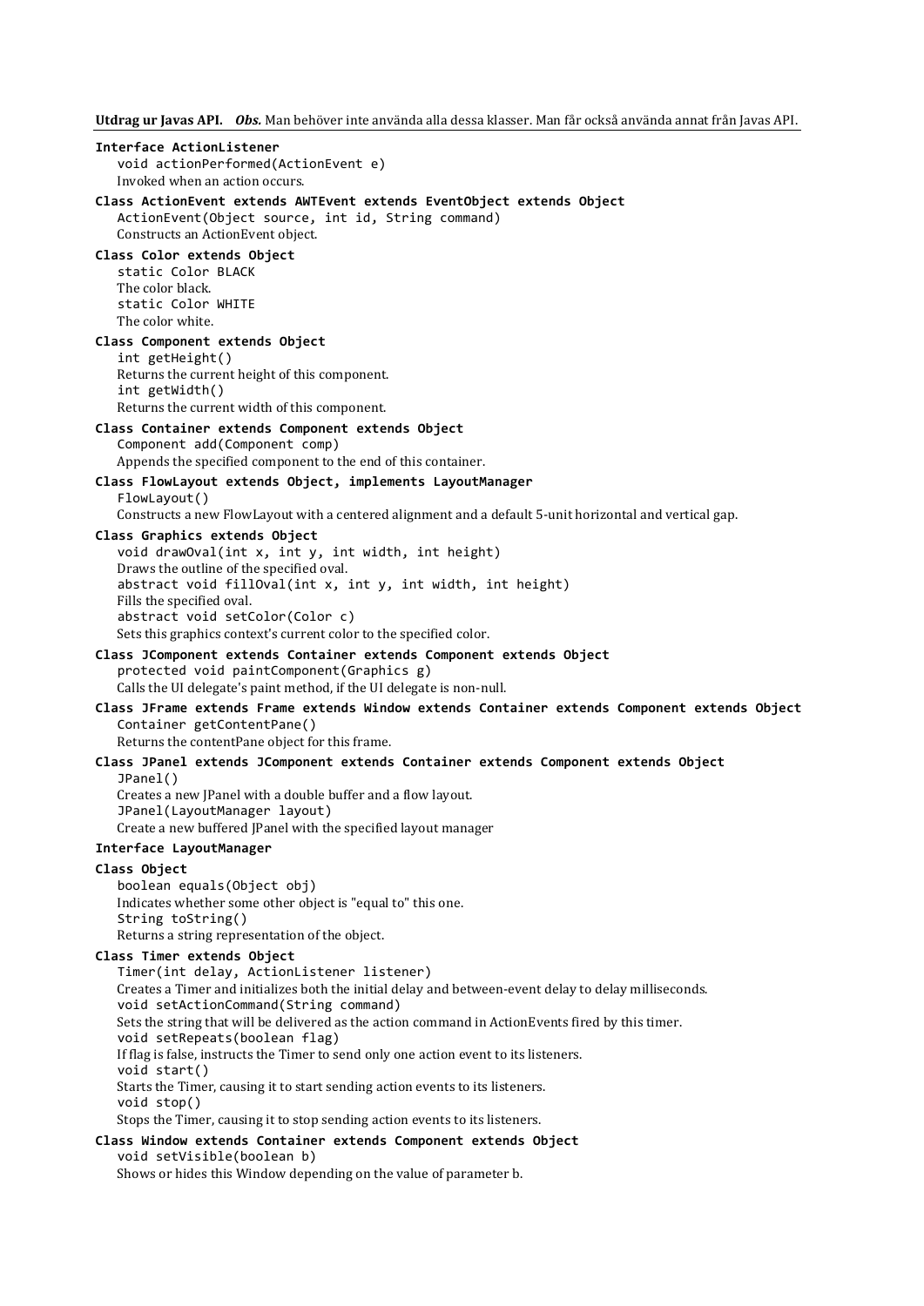**Utdrag ur Javas API.** ***Obs.*** Man behöver inte använda alla dessa klasser. Man får också använda annat från Javas API.

**`Interface ActionListener`**
`void actionPerformed(ActionEvent e)`
Invoked when an action occurs.

**`Class ActionEvent extends AWTEvent extends EventObject extends Object`**
`ActionEvent(Object source, int id, String command)`
Constructs an ActionEvent object.

**`Class Color extends Object`**
`static Color BLACK`
The color black.
`static Color WHITE`
The color white.

**`Class Component extends Object`**
`int getHeight()`
Returns the current height of this component.
`int getWidth()`
Returns the current width of this component.

**`Class Container extends Component extends Object`**
`Component add(Component comp)`
Appends the specified component to the end of this container.

**`Class FlowLayout extends Object, implements LayoutManager`**
`FlowLayout()`
Constructs a new FlowLayout with a centered alignment and a default 5-unit horizontal and vertical gap.

**`Class Graphics extends Object`**
`void drawOval(int x, int y, int width, int height)`
Draws the outline of the specified oval.
`abstract void fillOval(int x, int y, int width, int height)`
Fills the specified oval.
`abstract void setColor(Color c)`
Sets this graphics context's current color to the specified color.

**`Class JComponent extends Container extends Component extends Object`**
`protected void paintComponent(Graphics g)`
Calls the UI delegate's paint method, if the UI delegate is non-null.

**`Class JFrame extends Frame extends Window extends Container extends Component extends Object`**
`Container getContentPane()`
Returns the contentPane object for this frame.

**`Class JPanel extends JComponent extends Container extends Component extends Object`**
`JPanel()`
Creates a new JPanel with a double buffer and a flow layout.
`JPanel(LayoutManager layout)`
Create a new buffered JPanel with the specified layout manager

**`Interface LayoutManager`**

**`Class Object`**
`boolean equals(Object obj)`
Indicates whether some other object is "equal to" this one.
`String toString()`
Returns a string representation of the object.

**`Class Timer extends Object`**
`Timer(int delay, ActionListener listener)`
Creates a Timer and initializes both the initial delay and between-event delay to delay milliseconds.
`void setActionCommand(String command)`
Sets the string that will be delivered as the action command in ActionEvents fired by this timer.
`void setRepeats(boolean flag)`
If flag is false, instructs the Timer to send only one action event to its listeners.
`void start()`
Starts the Timer, causing it to start sending action events to its listeners.
`void stop()`
Stops the Timer, causing it to stop sending action events to its listeners.

**`Class Window extends Container extends Component extends Object`**
`void setVisible(boolean b)`
Shows or hides this Window depending on the value of parameter b.